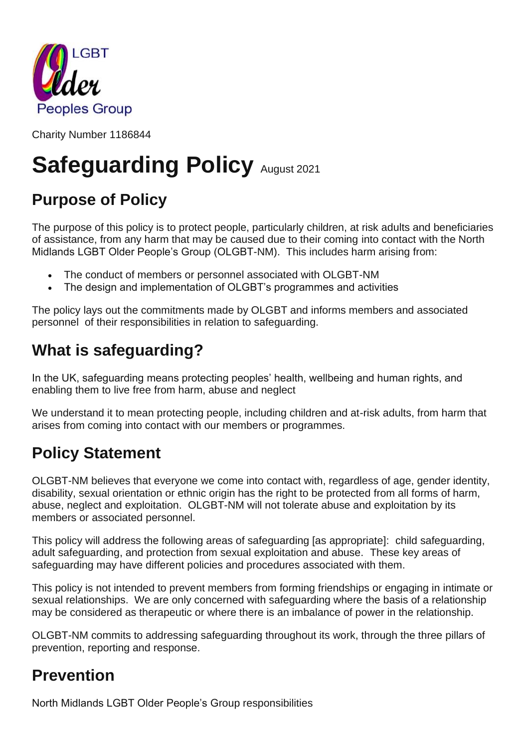LGBT Older Peoples Group

Charity Number 1186844

# Safeguarding Policy August 2021

## Purpose of Policy

The purpose of this policy is to protect people, particularly children, at risk adults and beneficiaries of assistance, from any harm that may be caused due to their coming into contact with the North Midlands LGBT Older People's Group (OLGBT-NM). This includes harm arising from:

- The conduct of members or personnel associated with OLGBT-NM
- The design and implementation of OLGBT's programmes and activities

The policy lays out the commitments made by OLGBT and informs members and associated personnel of their responsibilities in relation to safeguarding.

## What is safeguarding?

In the UK, safeguarding means protecting peoples' health, wellbeing and human rights, and enabling them to live free from harm, abuse and neglect

We understand it to mean protecting people, including children and at-risk adults, from harm that arises from coming into contact with our members or programmes.

## Policy Statement

OLGBT-NM believes that everyone we come into contact with, regardless of age, gender identity, disability, sexual orientation or ethnic origin has the right to be protected from all forms of harm, abuse, neglect and exploitation. OLGBT-NM will not tolerate abuse and exploitation by its members or associated personnel.

This policy will address the following areas of safeguarding [as appropriate]: child safeguarding, adult safeguarding, and protection from sexual exploitation and abuse. These key areas of safeguarding may have different policies and procedures associated with them.

This policy is not intended to prevent members from forming friendships or engaging in intimate or sexual relationships. We are only concerned with safeguarding where the basis of a relationship may be considered as therapeutic or where there is an imbalance of power in the relationship.

OLGBT-NM commits to addressing safeguarding throughout its work, through the three pillars of prevention, reporting and response.

## Prevention

North Midlands LGBT Older People's Group responsibilities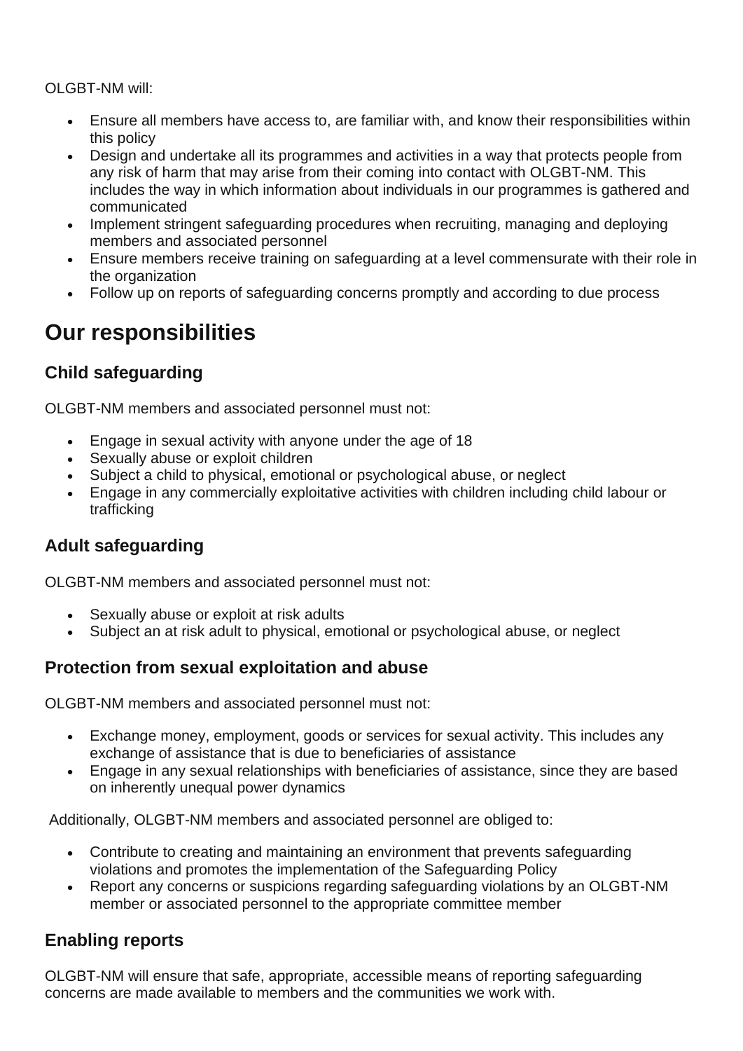OLGBT-NM will:

- Ensure all members have access to, are familiar with, and know their responsibilities within this policy
- Design and undertake all its programmes and activities in a way that protects people from any risk of harm that may arise from their coming into contact with OLGBT-NM. This includes the way in which information about individuals in our programmes is gathered and communicated
- Implement stringent safeguarding procedures when recruiting, managing and deploying members and associated personnel
- Ensure members receive training on safeguarding at a level commensurate with their role in the organization
- Follow up on reports of safeguarding concerns promptly and according to due process

# Our responsibilities

## Child safeguarding

OLGBT-NM members and associated personnel must not:

- Engage in sexual activity with anyone under the age of 18
- Sexually abuse or exploit children
- Subject a child to physical, emotional or psychological abuse, or neglect
- Engage in any commercially exploitative activities with children including child labour or trafficking

## Adult safeguarding

OLGBT-NM members and associated personnel must not:

- Sexually abuse or exploit at risk adults
- Subject an at risk adult to physical, emotional or psychological abuse, or neglect

## Protection from sexual exploitation and abuse

OLGBT-NM members and associated personnel must not:

- Exchange money, employment, goods or services for sexual activity. This includes any exchange of assistance that is due to beneficiaries of assistance
- Engage in any sexual relationships with beneficiaries of assistance, since they are based on inherently unequal power dynamics

Additionally, OLGBT-NM members and associated personnel are obliged to:

- Contribute to creating and maintaining an environment that prevents safeguarding violations and promotes the implementation of the Safeguarding Policy
- Report any concerns or suspicions regarding safeguarding violations by an OLGBT-NM member or associated personnel to the appropriate committee member

## Enabling reports

OLGBT-NM will ensure that safe, appropriate, accessible means of reporting safeguarding concerns are made available to members and the communities we work with.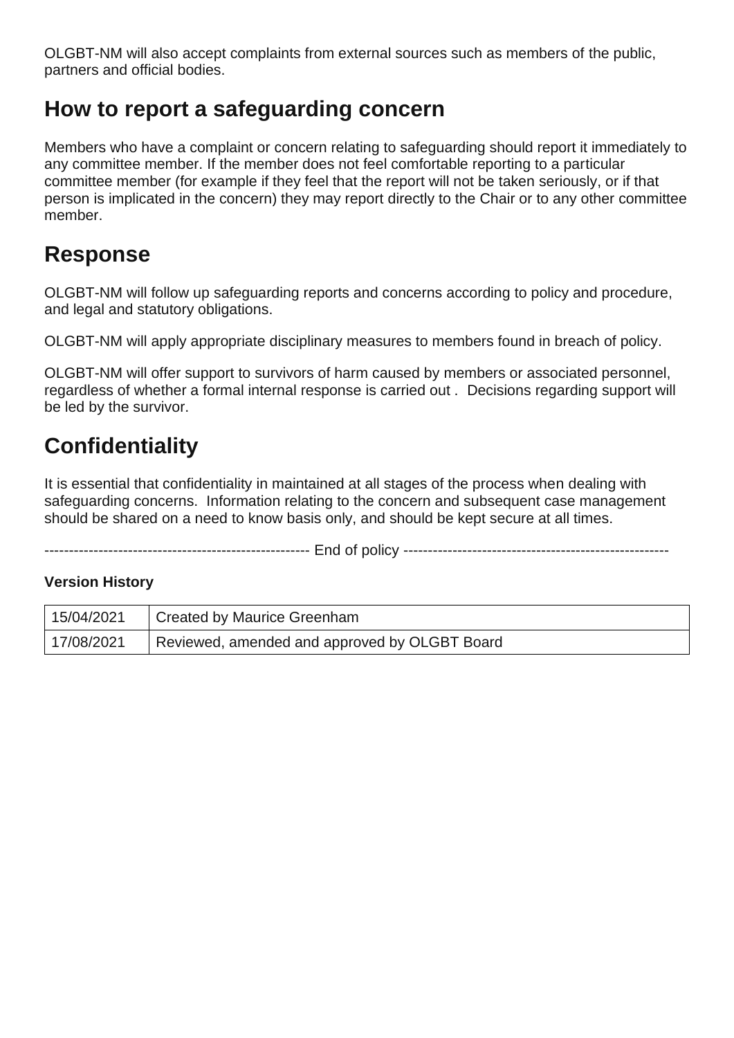OLGBT-NM will also accept complaints from external sources such as members of the public, partners and official bodies.

## How to report a safeguarding concern

Members who have a complaint or concern relating to safeguarding should report it immediately to any committee member. If the member does not feel comfortable reporting to a particular committee member (for example if they feel that the report will not be taken seriously, or if that person is implicated in the concern) they may report directly to the Chair or to any other committee member.

## Response

OLGBT-NM will follow up safeguarding reports and concerns according to policy and procedure, and legal and statutory obligations.

OLGBT-NM will apply appropriate disciplinary measures to members found in breach of policy.

OLGBT-NM will offer support to survivors of harm caused by members or associated personnel, regardless of whether a formal internal response is carried out . Decisions regarding support will be led by the survivor.

## Confidentiality

It is essential that confidentiality in maintained at all stages of the process when dealing with safeguarding concerns. Information relating to the concern and subsequent case management should be shared on a need to know basis only, and should be kept secure at all times.

------------------------------------------------------- End of policy -------------------------------------------------------

**Version History**

| | |
|---|---|
| 15/04/2021 | Created by Maurice Greenham |
| 17/08/2021 | Reviewed, amended and approved by OLGBT Board |